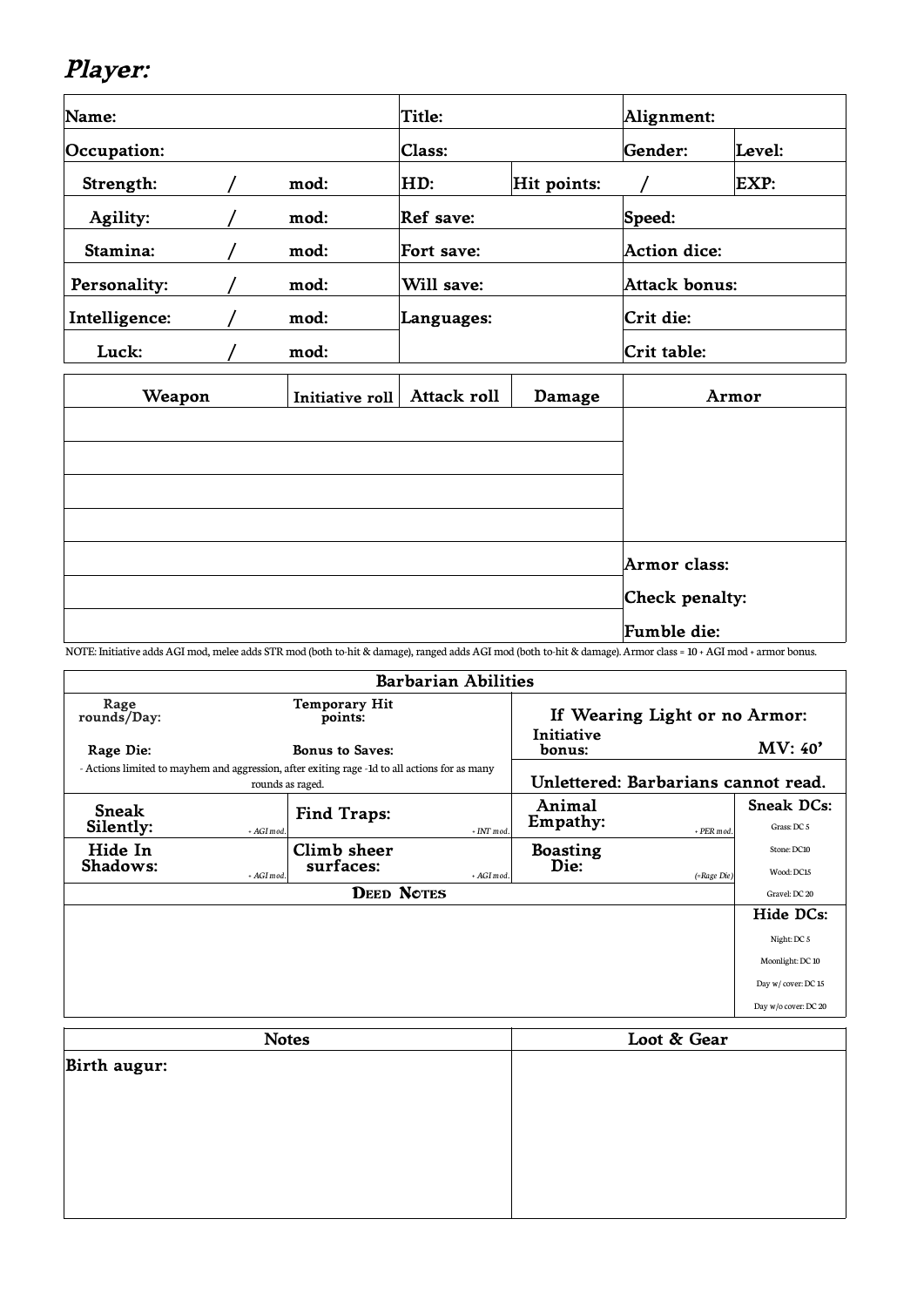## *Player:*

| Name: | | | Title: | | Alignment: | |
|---|---|---|---|---|---|---|
| Occupation: | | | Class: | | Gender: | Level: |
| Strength: | / | mod: | HD: | Hit points: / | | EXP: |
| Agility: | / | mod: | Ref save: | | Speed: | |
| Stamina: | / | mod: | Fort save: | | Action dice: | |
| Personality: | / | mod: | Will save: | | Attack bonus: | |
| Intelligence: | / | mod: | Languages: | | Crit die: | |
| Luck: | / | mod: | | | Crit table: | |

| Weapon | Initiative roll | Attack roll | Damage | Armor |
|---|---|---|---|---|
| | | | | |
| | | | | |
| | | | | |
| | | | | |
| | | | | Armor class: |
| | | | | Check penalty: |
| | | | | Fumble die: |

NOTE: Initiative adds AGI mod, melee adds STR mod (both to-hit & damage), ranged adds AGI mod (both to-hit & damage). Armor class = 10 + AGI mod + armor bonus.

| Barbarian Abilities | | | |
|---|---|---|---|
| Rage rounds/Day: | Temporary Hit points: | If Wearing Light or no Armor: Initiative bonus: | MV: 40' |
| Rage Die: | Bonus to Saves: | | |
| - Actions limited to mayhem and aggression, after exiting rage -1d to all actions for as many rounds as raged. | | Unlettered: Barbarians cannot read. | |
| Sneak Silently: *+ AGI mod.* | Find Traps: *+ INT mod.* | Animal Empathy: *+ PER mod.* | Sneak DCs: Grass: DC 5, Stone: DC10, Wood: DC15, Gravel: DC 20 |
| Hide In Shadows: *+ AGI mod.* | Climb sheer surfaces: *+ AGI mod.* | Boasting Die: *(=Rage Die)* | |
| Deed Notes | | | Hide DCs: Night: DC 5, Moonlight: DC 10, Day w/ cover: DC 15, Day w/o cover: DC 20 |

| Notes | Loot & Gear |
|---|---|
| Birth augur: | |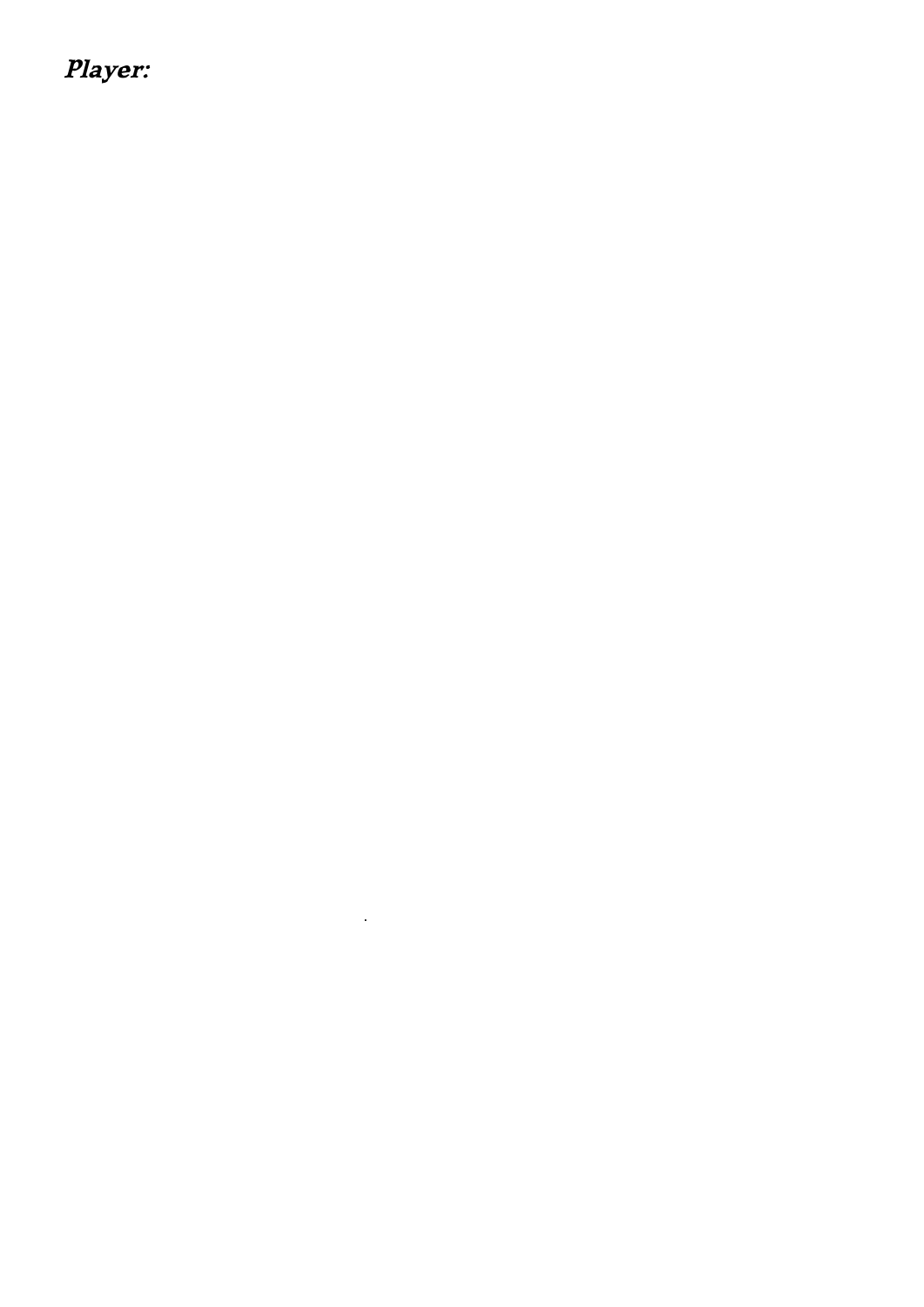***Player:***